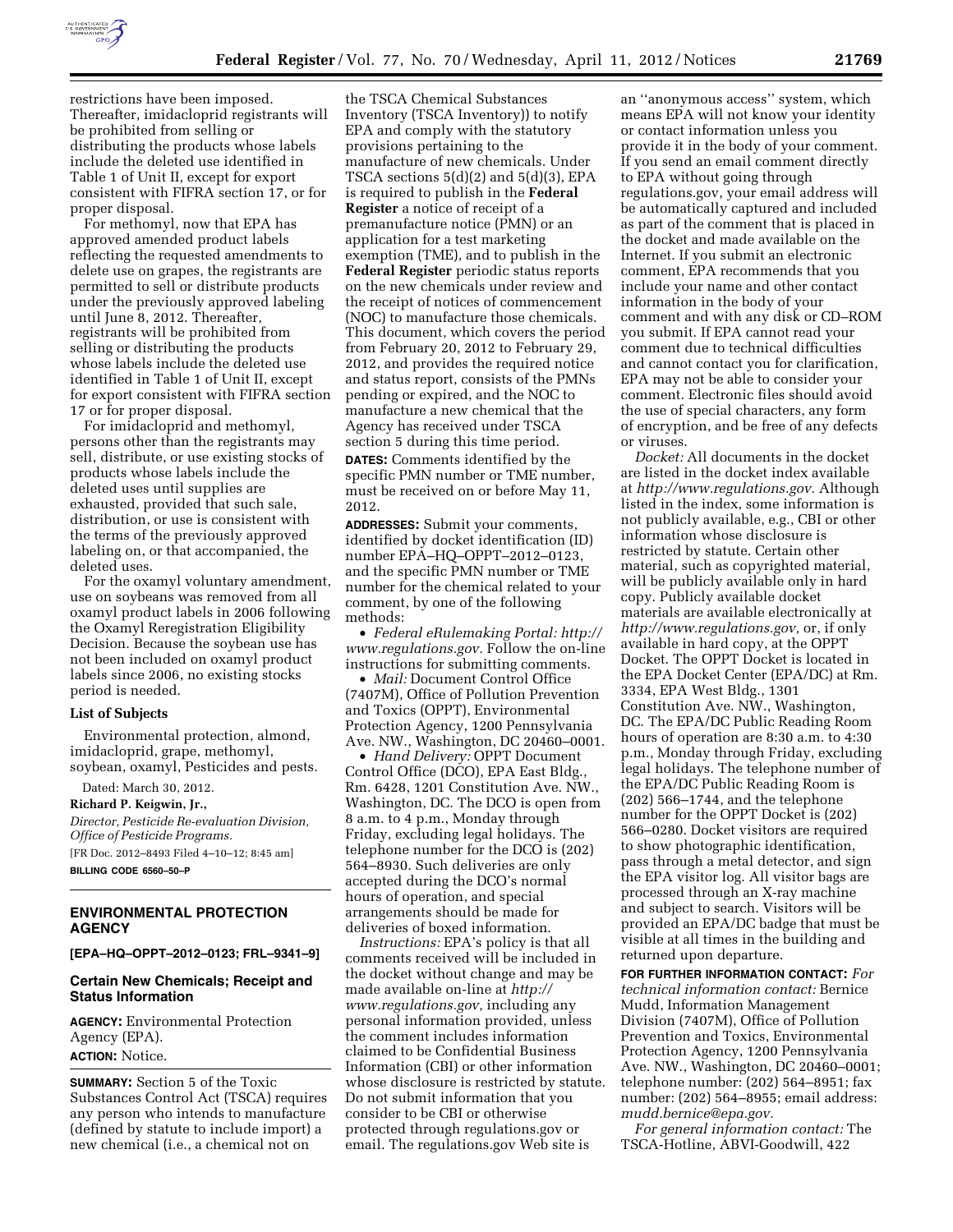restrictions have been imposed. Thereafter, imidacloprid registrants will be prohibited from selling or distributing the products whose labels include the deleted use identified in Table 1 of Unit II, except for export consistent with FIFRA section 17, or for proper disposal.

For methomyl, now that EPA has approved amended product labels reflecting the requested amendments to delete use on grapes, the registrants are permitted to sell or distribute products under the previously approved labeling until June 8, 2012. Thereafter, registrants will be prohibited from selling or distributing the products whose labels include the deleted use identified in Table 1 of Unit II, except for export consistent with FIFRA section 17 or for proper disposal.

For imidacloprid and methomyl, persons other than the registrants may sell, distribute, or use existing stocks of products whose labels include the deleted uses until supplies are exhausted, provided that such sale, distribution, or use is consistent with the terms of the previously approved labeling on, or that accompanied, the deleted uses.

For the oxamyl voluntary amendment, use on soybeans was removed from all oxamyl product labels in 2006 following the Oxamyl Reregistration Eligibility Decision. Because the soybean use has not been included on oxamyl product labels since 2006, no existing stocks period is needed.

**List of Subjects**

Environmental protection, almond, imidacloprid, grape, methomyl, soybean, oxamyl, Pesticides and pests.

Dated: March 30, 2012.

**Richard P. Keigwin, Jr.,**

*Director, Pesticide Re-evaluation Division, Office of Pesticide Programs.*

[FR Doc. 2012–8493 Filed 4–10–12; 8:45 am]

**BILLING CODE 6560–50–P**

## ENVIRONMENTAL PROTECTION AGENCY

**[EPA–HQ–OPPT–2012–0123; FRL–9341–9]**

### Certain New Chemicals; Receipt and Status Information

**AGENCY:** Environmental Protection Agency (EPA).

**ACTION:** Notice.

**SUMMARY:** Section 5 of the Toxic Substances Control Act (TSCA) requires any person who intends to manufacture (defined by statute to include import) a new chemical (i.e., a chemical not on the TSCA Chemical Substances Inventory (TSCA Inventory)) to notify EPA and comply with the statutory provisions pertaining to the manufacture of new chemicals. Under TSCA sections 5(d)(2) and 5(d)(3), EPA is required to publish in the **Federal Register** a notice of receipt of a premanufacture notice (PMN) or an application for a test marketing exemption (TME), and to publish in the **Federal Register** periodic status reports on the new chemicals under review and the receipt of notices of commencement (NOC) to manufacture those chemicals. This document, which covers the period from February 20, 2012 to February 29, 2012, and provides the required notice and status report, consists of the PMNs pending or expired, and the NOC to manufacture a new chemical that the Agency has received under TSCA section 5 during this time period.

**DATES:** Comments identified by the specific PMN number or TME number, must be received on or before May 11, 2012.

**ADDRESSES:** Submit your comments, identified by docket identification (ID) number EPA–HQ–OPPT–2012–0123, and the specific PMN number or TME number for the chemical related to your comment, by one of the following methods:

- *Federal eRulemaking Portal: http://www.regulations.gov.* Follow the on-line instructions for submitting comments.
- *Mail:* Document Control Office (7407M), Office of Pollution Prevention and Toxics (OPPT), Environmental Protection Agency, 1200 Pennsylvania Ave. NW., Washington, DC 20460–0001.
- *Hand Delivery:* OPPT Document Control Office (DCO), EPA East Bldg., Rm. 6428, 1201 Constitution Ave. NW., Washington, DC. The DCO is open from 8 a.m. to 4 p.m., Monday through Friday, excluding legal holidays. The telephone number for the DCO is (202) 564–8930. Such deliveries are only accepted during the DCO's normal hours of operation, and special arrangements should be made for deliveries of boxed information.

*Instructions:* EPA's policy is that all comments received will be included in the docket without change and may be made available on-line at *http://www.regulations.gov,* including any personal information provided, unless the comment includes information claimed to be Confidential Business Information (CBI) or other information whose disclosure is restricted by statute. Do not submit information that you consider to be CBI or otherwise protected through regulations.gov or email. The regulations.gov Web site is an ''anonymous access'' system, which means EPA will not know your identity or contact information unless you provide it in the body of your comment. If you send an email comment directly to EPA without going through regulations.gov, your email address will be automatically captured and included as part of the comment that is placed in the docket and made available on the Internet. If you submit an electronic comment, EPA recommends that you include your name and other contact information in the body of your comment and with any disk or CD–ROM you submit. If EPA cannot read your comment due to technical difficulties and cannot contact you for clarification, EPA may not be able to consider your comment. Electronic files should avoid the use of special characters, any form of encryption, and be free of any defects or viruses.

*Docket:* All documents in the docket are listed in the docket index available at *http://www.regulations.gov.* Although listed in the index, some information is not publicly available, e.g., CBI or other information whose disclosure is restricted by statute. Certain other material, such as copyrighted material, will be publicly available only in hard copy. Publicly available docket materials are available electronically at *http://www.regulations.gov,* or, if only available in hard copy, at the OPPT Docket. The OPPT Docket is located in the EPA Docket Center (EPA/DC) at Rm. 3334, EPA West Bldg., 1301 Constitution Ave. NW., Washington, DC. The EPA/DC Public Reading Room hours of operation are 8:30 a.m. to 4:30 p.m., Monday through Friday, excluding legal holidays. The telephone number of the EPA/DC Public Reading Room is (202) 566–1744, and the telephone number for the OPPT Docket is (202) 566–0280. Docket visitors are required to show photographic identification, pass through a metal detector, and sign the EPA visitor log. All visitor bags are processed through an X-ray machine and subject to search. Visitors will be provided an EPA/DC badge that must be visible at all times in the building and returned upon departure.

**FOR FURTHER INFORMATION CONTACT:** *For technical information contact:* Bernice Mudd, Information Management Division (7407M), Office of Pollution Prevention and Toxics, Environmental Protection Agency, 1200 Pennsylvania Ave. NW., Washington, DC 20460–0001; telephone number: (202) 564–8951; fax number: (202) 564–8955; email address: *mudd.bernice@epa.gov.*

*For general information contact:* The TSCA-Hotline, ABVI-Goodwill, 422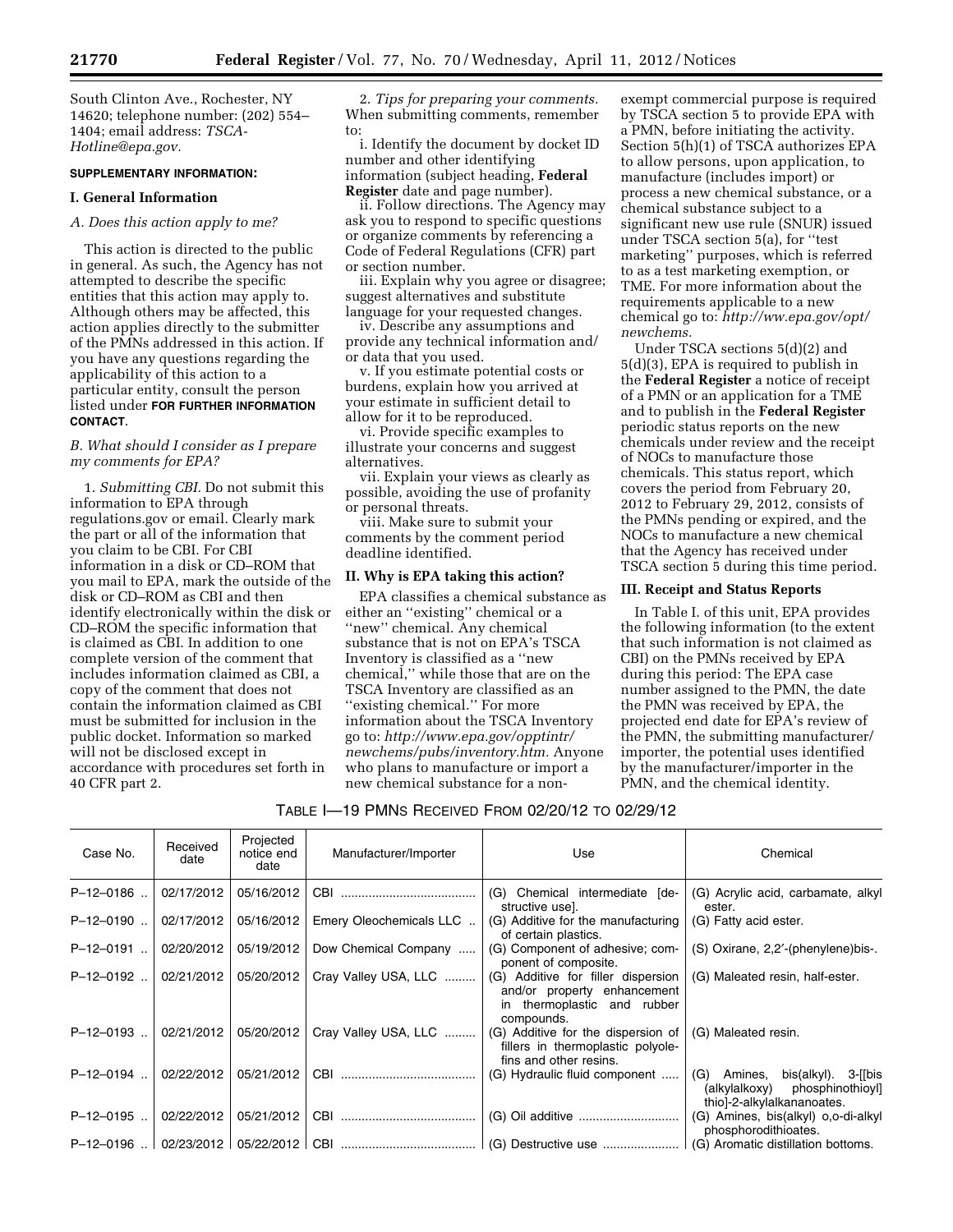South Clinton Ave., Rochester, NY 14620; telephone number: (202) 554–1404; email address: *TSCA-Hotline@epa.gov.*

**SUPPLEMENTARY INFORMATION:**

## I. General Information

### *A. Does this action apply to me?*

This action is directed to the public in general. As such, the Agency has not attempted to describe the specific entities that this action may apply to. Although others may be affected, this action applies directly to the submitter of the PMNs addressed in this action. If you have any questions regarding the applicability of this action to a particular entity, consult the person listed under **FOR FURTHER INFORMATION CONTACT**.

### *B. What should I consider as I prepare my comments for EPA?*

1. *Submitting CBI.* Do not submit this information to EPA through regulations.gov or email. Clearly mark the part or all of the information that you claim to be CBI. For CBI information in a disk or CD–ROM that you mail to EPA, mark the outside of the disk or CD–ROM as CBI and then identify electronically within the disk or CD–ROM the specific information that is claimed as CBI. In addition to one complete version of the comment that includes information claimed as CBI, a copy of the comment that does not contain the information claimed as CBI must be submitted for inclusion in the public docket. Information so marked will not be disclosed except in accordance with procedures set forth in 40 CFR part 2.

2. *Tips for preparing your comments.* When submitting comments, remember to:

i. Identify the document by docket ID number and other identifying information (subject heading, **Federal Register** date and page number).

ii. Follow directions. The Agency may ask you to respond to specific questions or organize comments by referencing a Code of Federal Regulations (CFR) part or section number.

iii. Explain why you agree or disagree; suggest alternatives and substitute language for your requested changes.

iv. Describe any assumptions and provide any technical information and/or data that you used.

v. If you estimate potential costs or burdens, explain how you arrived at your estimate in sufficient detail to allow for it to be reproduced.

vi. Provide specific examples to illustrate your concerns and suggest alternatives.

vii. Explain your views as clearly as possible, avoiding the use of profanity or personal threats.

viii. Make sure to submit your comments by the comment period deadline identified.

## II. Why is EPA taking this action?

EPA classifies a chemical substance as either an ''existing'' chemical or a ''new'' chemical. Any chemical substance that is not on EPA's TSCA Inventory is classified as a ''new chemical,'' while those that are on the TSCA Inventory are classified as an ''existing chemical.'' For more information about the TSCA Inventory go to: *http://www.epa.gov/opptintr/newchems/pubs/inventory.htm.* Anyone who plans to manufacture or import a new chemical substance for a non-exempt commercial purpose is required by TSCA section 5 to provide EPA with a PMN, before initiating the activity. Section 5(h)(1) of TSCA authorizes EPA to allow persons, upon application, to manufacture (includes import) or process a new chemical substance, or a chemical substance subject to a significant new use rule (SNUR) issued under TSCA section 5(a), for ''test marketing'' purposes, which is referred to as a test marketing exemption, or TME. For more information about the requirements applicable to a new chemical go to: *http://ww.epa.gov/opt/newchems.*

Under TSCA sections 5(d)(2) and 5(d)(3), EPA is required to publish in the **Federal Register** a notice of receipt of a PMN or an application for a TME and to publish in the **Federal Register** periodic status reports on the new chemicals under review and the receipt of NOCs to manufacture those chemicals. This status report, which covers the period from February 20, 2012 to February 29, 2012, consists of the PMNs pending or expired, and the NOCs to manufacture a new chemical that the Agency has received under TSCA section 5 during this time period.

## III. Receipt and Status Reports

In Table I. of this unit, EPA provides the following information (to the extent that such information is not claimed as CBI) on the PMNs received by EPA during this period: The EPA case number assigned to the PMN, the date the PMN was received by EPA, the projected end date for EPA's review of the PMN, the submitting manufacturer/importer, the potential uses identified by the manufacturer/importer in the PMN, and the chemical identity.

TABLE I—19 PMNS RECEIVED FROM 02/20/12 TO 02/29/12

| Case No. | Received date | Projected notice end date | Manufacturer/Importer | Use | Chemical |
|---|---|---|---|---|---|
| P–12–0186 | 02/17/2012 | 05/16/2012 | CBI | (G) Chemical intermediate [destructive use]. | (G) Acrylic acid, carbamate, alkyl ester. |
| P–12–0190 | 02/17/2012 | 05/16/2012 | Emery Oleochemicals LLC | (G) Additive for the manufacturing of certain plastics. | (G) Fatty acid ester. |
| P–12–0191 | 02/20/2012 | 05/19/2012 | Dow Chemical Company | (G) Component of adhesive; component of composite. | (S) Oxirane, 2,2′-(phenylene)bis-. |
| P–12–0192 | 02/21/2012 | 05/20/2012 | Cray Valley USA, LLC | (G) Additive for filler dispersion and/or property enhancement in thermoplastic and rubber compounds. | (G) Maleated resin, half-ester. |
| P–12–0193 | 02/21/2012 | 05/20/2012 | Cray Valley USA, LLC | (G) Additive for the dispersion of fillers in thermoplastic polyolefins and other resins. | (G) Maleated resin. |
| P–12–0194 | 02/22/2012 | 05/21/2012 | CBI | (G) Hydraulic fluid component | (G) Amines, bis(alkyl). 3-[[bis (alkylalkoxy) phosphinothioyl] thio]-2-alkylalkananoates. |
| P–12–0195 | 02/22/2012 | 05/21/2012 | CBI | (G) Oil additive | (G) Amines, bis(alkyl) o,o-di-alkyl phosphorodithioates. |
| P–12–0196 | 02/23/2012 | 05/22/2012 | CBI | (G) Destructive use | (G) Aromatic distillation bottoms. |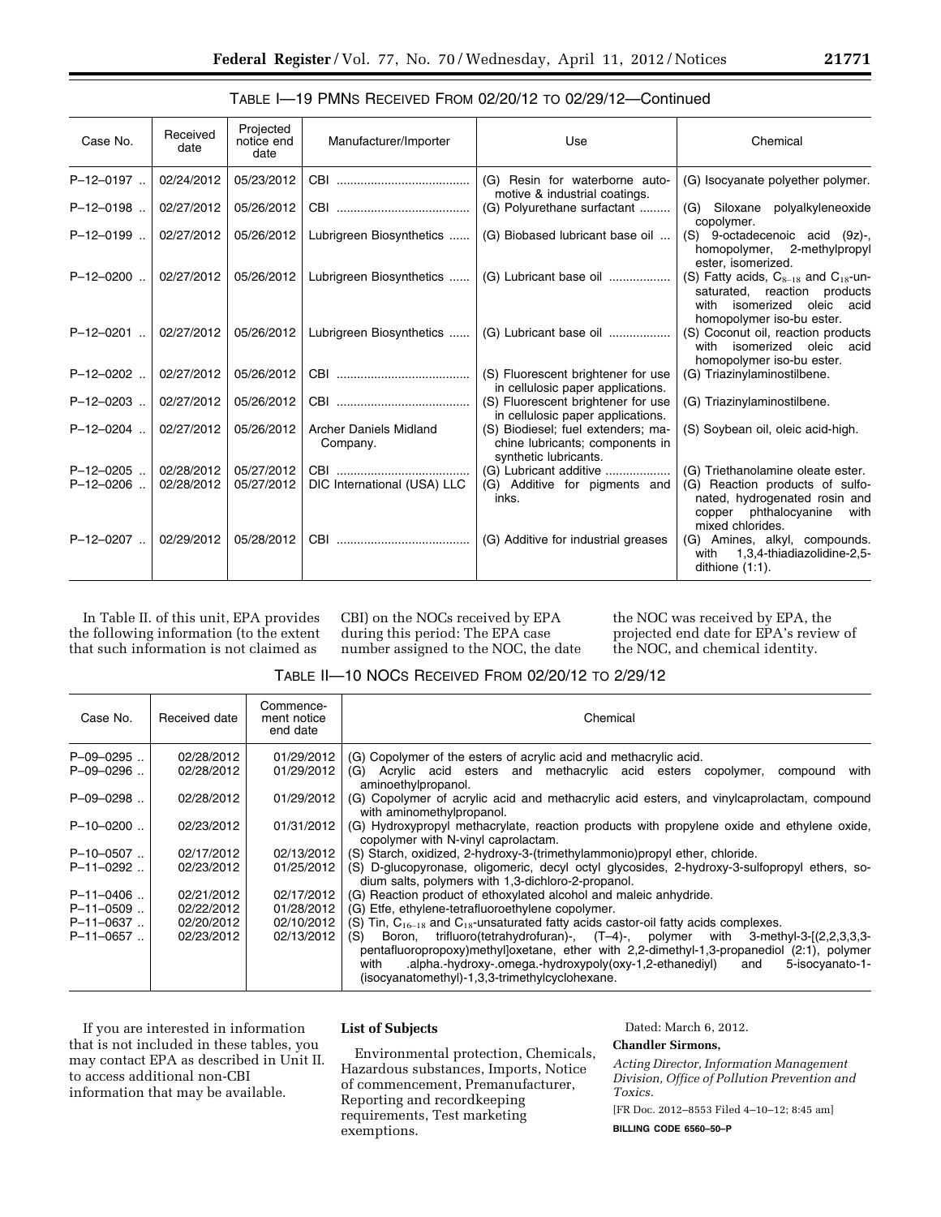TABLE I—19 PMNS RECEIVED FROM 02/20/12 TO 02/29/12—Continued

| Case No. | Received date | Projected notice end date | Manufacturer/Importer | Use | Chemical |
|---|---|---|---|---|---|
| P–12–0197 | 02/24/2012 | 05/23/2012 | CBI | (G) Resin for waterborne automotive & industrial coatings. | (G) Isocyanate polyether polymer. |
| P–12–0198 | 02/27/2012 | 05/26/2012 | CBI | (G) Polyurethane surfactant | (G) Siloxane polyalkyleneoxide copolymer. |
| P–12–0199 | 02/27/2012 | 05/26/2012 | Lubrigreen Biosynthetics | (G) Biobased lubricant base oil | (S) 9-octadecenoic acid (9z)-, homopolymer, 2-methylpropyl ester, isomerized. |
| P–12–0200 | 02/27/2012 | 05/26/2012 | Lubrigreen Biosynthetics | (G) Lubricant base oil | (S) Fatty acids, $C_{8-18}$ and $C_{18}$-unsaturated, reaction products with isomerized oleic acid homopolymer iso-bu ester. |
| P–12–0201 | 02/27/2012 | 05/26/2012 | Lubrigreen Biosynthetics | (G) Lubricant base oil | (S) Coconut oil, reaction products with isomerized oleic acid homopolymer iso-bu ester. |
| P–12–0202 | 02/27/2012 | 05/26/2012 | CBI | (S) Fluorescent brightener for use in cellulosic paper applications. | (G) Triazinylaminostilbene. |
| P–12–0203 | 02/27/2012 | 05/26/2012 | CBI | (S) Fluorescent brightener for use in cellulosic paper applications. | (G) Triazinylaminostilbene. |
| P–12–0204 | 02/27/2012 | 05/26/2012 | Archer Daniels Midland Company. | (S) Biodiesel; fuel extenders; machine lubricants; components in synthetic lubricants. | (S) Soybean oil, oleic acid-high. |
| P–12–0205 | 02/28/2012 | 05/27/2012 | CBI | (G) Lubricant additive | (G) Triethanolamine oleate ester. |
| P–12–0206 | 02/28/2012 | 05/27/2012 | DIC International (USA) LLC | (G) Additive for pigments and inks. | (G) Reaction products of sulfonated, hydrogenated rosin and copper phthalocyanine with mixed chlorides. |
| P–12–0207 | 02/29/2012 | 05/28/2012 | CBI | (G) Additive for industrial greases | (G) Amines, alkyl, compounds. with 1,3,4-thiadiazolidine-2,5-dithione (1:1). |

In Table II. of this unit, EPA provides the following information (to the extent that such information is not claimed as CBI) on the NOCs received by EPA during this period: The EPA case number assigned to the NOC, the date the NOC was received by EPA, the projected end date for EPA's review of the NOC, and chemical identity.

TABLE II—10 NOCS RECEIVED FROM 02/20/12 TO 2/29/12

| Case No. | Received date | Commencement notice end date | Chemical |
|---|---|---|---|
| P–09–0295 | 02/28/2012 | 01/29/2012 | (G) Copolymer of the esters of acrylic acid and methacrylic acid. |
| P–09–0296 | 02/28/2012 | 01/29/2012 | (G) Acrylic acid esters and methacrylic acid esters copolymer, compound with aminoethylpropanol. |
| P–09–0298 | 02/28/2012 | 01/29/2012 | (G) Copolymer of acrylic acid and methacrylic acid esters, and vinylcaprolactam, compound with aminomethylpropanol. |
| P–10–0200 | 02/23/2012 | 01/31/2012 | (G) Hydroxypropyl methacrylate, reaction products with propylene oxide and ethylene oxide, copolymer with N-vinyl caprolactam. |
| P–10–0507 | 02/17/2012 | 02/13/2012 | (S) Starch, oxidized, 2-hydroxy-3-(trimethylammonio)propyl ether, chloride. |
| P–11–0292 | 02/23/2012 | 01/25/2012 | (S) D-glucopyronase, oligomeric, decyl octyl glycosides, 2-hydroxy-3-sulfopropyl ethers, sodium salts, polymers with 1,3-dichloro-2-propanol. |
| P–11–0406 | 02/21/2012 | 02/17/2012 | (G) Reaction product of ethoxylated alcohol and maleic anhydride. |
| P–11–0509 | 02/22/2012 | 01/28/2012 | (G) Etfe, ethylene-tetrafluoroethylene copolymer. |
| P–11–0637 | 02/20/2012 | 02/10/2012 | (S) Tin, $C_{16-18}$ and $C_{18}$-unsaturated fatty acids castor-oil fatty acids complexes. |
| P–11–0657 | 02/23/2012 | 02/13/2012 | (S) Boron, trifluoro(tetrahydrofuran)-, (T–4)-, polymer with 3-methyl-3-[(2,2,3,3,3-pentafluoropropoxy)methyl]oxetane, ether with 2,2-dimethyl-1,3-propanediol (2:1), polymer with .alpha.-hydroxy-.omega.-hydroxypoly(oxy-1,2-ethanediyl) and 5-isocyanato-1-(isocyanatomethyl)-1,3,3-trimethylcyclohexane. |

If you are interested in information that is not included in these tables, you may contact EPA as described in Unit II. to access additional non-CBI information that may be available.

**List of Subjects**

Environmental protection, Chemicals, Hazardous substances, Imports, Notice of commencement, Premanufacturer, Reporting and recordkeeping requirements, Test marketing exemptions.

Dated: March 6, 2012.

**Chandler Sirmons,**

*Acting Director, Information Management Division, Office of Pollution Prevention and Toxics.*

[FR Doc. 2012–8553 Filed 4–10–12; 8:45 am]

**BILLING CODE 6560–50–P**